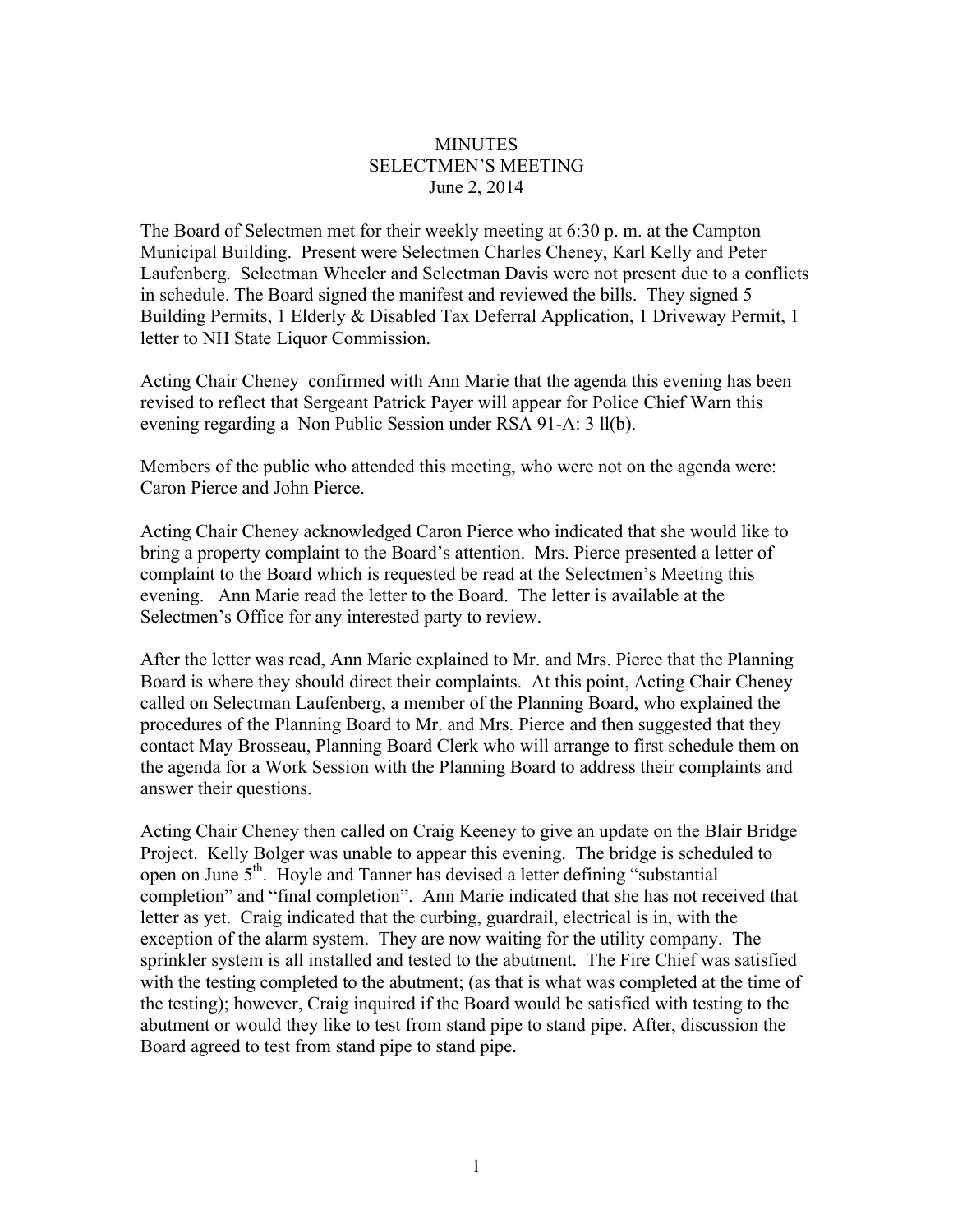# MINUTES
## SELECTMEN'S MEETING
### June 2, 2014

The Board of Selectmen met for their weekly meeting at 6:30 p. m. at the Campton Municipal Building. Present were Selectmen Charles Cheney, Karl Kelly and Peter Laufenberg. Selectman Wheeler and Selectman Davis were not present due to a conflicts in schedule. The Board signed the manifest and reviewed the bills. They signed 5 Building Permits, 1 Elderly & Disabled Tax Deferral Application, 1 Driveway Permit, 1 letter to NH State Liquor Commission.

Acting Chair Cheney confirmed with Ann Marie that the agenda this evening has been revised to reflect that Sergeant Patrick Payer will appear for Police Chief Warn this evening regarding a Non Public Session under RSA 91-A: 3 ll(b).

Members of the public who attended this meeting, who were not on the agenda were: Caron Pierce and John Pierce.

Acting Chair Cheney acknowledged Caron Pierce who indicated that she would like to bring a property complaint to the Board's attention. Mrs. Pierce presented a letter of complaint to the Board which is requested be read at the Selectmen's Meeting this evening. Ann Marie read the letter to the Board. The letter is available at the Selectmen's Office for any interested party to review.

After the letter was read, Ann Marie explained to Mr. and Mrs. Pierce that the Planning Board is where they should direct their complaints. At this point, Acting Chair Cheney called on Selectman Laufenberg, a member of the Planning Board, who explained the procedures of the Planning Board to Mr. and Mrs. Pierce and then suggested that they contact May Brosseau, Planning Board Clerk who will arrange to first schedule them on the agenda for a Work Session with the Planning Board to address their complaints and answer their questions.

Acting Chair Cheney then called on Craig Keeney to give an update on the Blair Bridge Project. Kelly Bolger was unable to appear this evening. The bridge is scheduled to open on June 5th. Hoyle and Tanner has devised a letter defining "substantial completion" and "final completion". Ann Marie indicated that she has not received that letter as yet. Craig indicated that the curbing, guardrail, electrical is in, with the exception of the alarm system. They are now waiting for the utility company. The sprinkler system is all installed and tested to the abutment. The Fire Chief was satisfied with the testing completed to the abutment; (as that is what was completed at the time of the testing); however, Craig inquired if the Board would be satisfied with testing to the abutment or would they like to test from stand pipe to stand pipe. After, discussion the Board agreed to test from stand pipe to stand pipe.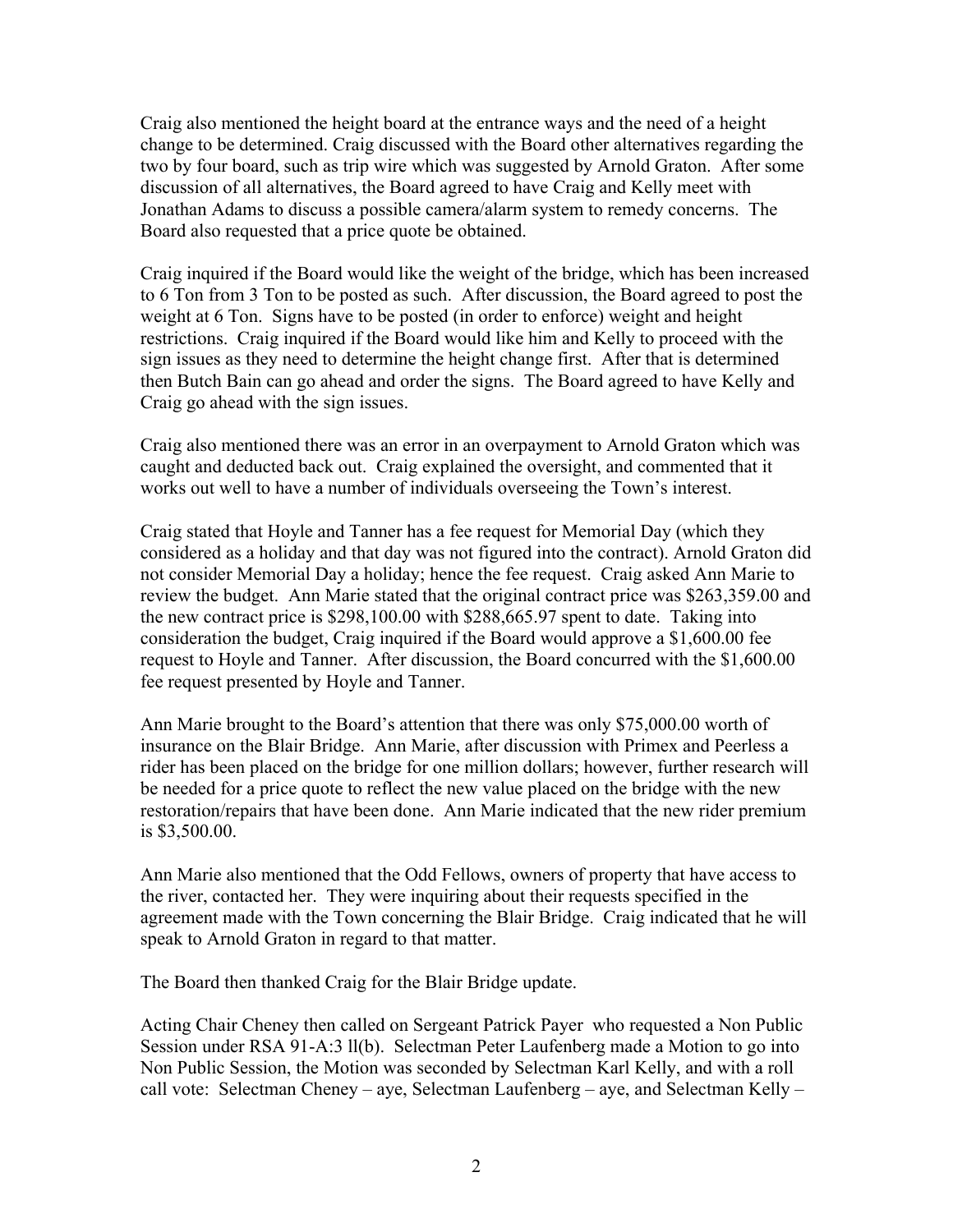Craig also mentioned the height board at the entrance ways and the need of a height change to be determined. Craig discussed with the Board other alternatives regarding the two by four board, such as trip wire which was suggested by Arnold Graton. After some discussion of all alternatives, the Board agreed to have Craig and Kelly meet with Jonathan Adams to discuss a possible camera/alarm system to remedy concerns. The Board also requested that a price quote be obtained.

Craig inquired if the Board would like the weight of the bridge, which has been increased to 6 Ton from 3 Ton to be posted as such. After discussion, the Board agreed to post the weight at 6 Ton. Signs have to be posted (in order to enforce) weight and height restrictions. Craig inquired if the Board would like him and Kelly to proceed with the sign issues as they need to determine the height change first. After that is determined then Butch Bain can go ahead and order the signs. The Board agreed to have Kelly and Craig go ahead with the sign issues.

Craig also mentioned there was an error in an overpayment to Arnold Graton which was caught and deducted back out. Craig explained the oversight, and commented that it works out well to have a number of individuals overseeing the Town's interest.

Craig stated that Hoyle and Tanner has a fee request for Memorial Day (which they considered as a holiday and that day was not figured into the contract). Arnold Graton did not consider Memorial Day a holiday; hence the fee request. Craig asked Ann Marie to review the budget. Ann Marie stated that the original contract price was $263,359.00 and the new contract price is $298,100.00 with $288,665.97 spent to date. Taking into consideration the budget, Craig inquired if the Board would approve a $1,600.00 fee request to Hoyle and Tanner. After discussion, the Board concurred with the $1,600.00 fee request presented by Hoyle and Tanner.

Ann Marie brought to the Board's attention that there was only $75,000.00 worth of insurance on the Blair Bridge. Ann Marie, after discussion with Primex and Peerless a rider has been placed on the bridge for one million dollars; however, further research will be needed for a price quote to reflect the new value placed on the bridge with the new restoration/repairs that have been done. Ann Marie indicated that the new rider premium is $3,500.00.

Ann Marie also mentioned that the Odd Fellows, owners of property that have access to the river, contacted her. They were inquiring about their requests specified in the agreement made with the Town concerning the Blair Bridge. Craig indicated that he will speak to Arnold Graton in regard to that matter.

The Board then thanked Craig for the Blair Bridge update.

Acting Chair Cheney then called on Sergeant Patrick Payer who requested a Non Public Session under RSA 91-A:3 ll(b). Selectman Peter Laufenberg made a Motion to go into Non Public Session, the Motion was seconded by Selectman Karl Kelly, and with a roll call vote: Selectman Cheney – aye, Selectman Laufenberg – aye, and Selectman Kelly –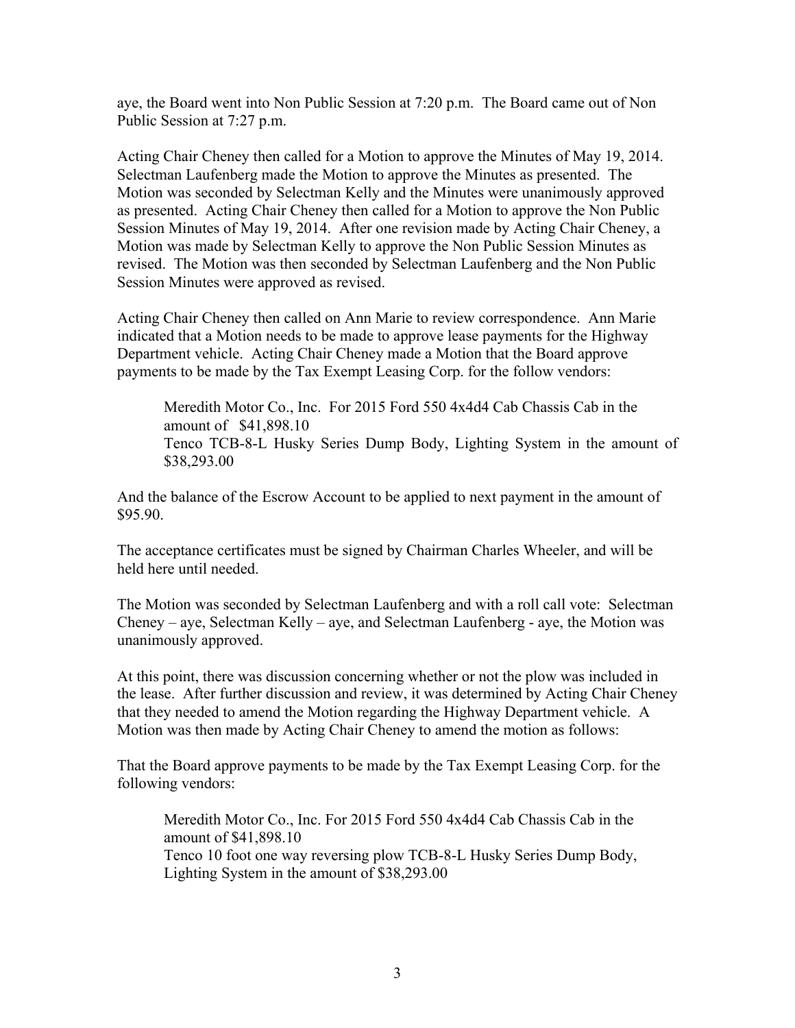aye, the Board went into Non Public Session at 7:20 p.m. The Board came out of Non Public Session at 7:27 p.m.

Acting Chair Cheney then called for a Motion to approve the Minutes of May 19, 2014. Selectman Laufenberg made the Motion to approve the Minutes as presented. The Motion was seconded by Selectman Kelly and the Minutes were unanimously approved as presented. Acting Chair Cheney then called for a Motion to approve the Non Public Session Minutes of May 19, 2014. After one revision made by Acting Chair Cheney, a Motion was made by Selectman Kelly to approve the Non Public Session Minutes as revised. The Motion was then seconded by Selectman Laufenberg and the Non Public Session Minutes were approved as revised.

Acting Chair Cheney then called on Ann Marie to review correspondence. Ann Marie indicated that a Motion needs to be made to approve lease payments for the Highway Department vehicle. Acting Chair Cheney made a Motion that the Board approve payments to be made by the Tax Exempt Leasing Corp. for the follow vendors:

> Meredith Motor Co., Inc. For 2015 Ford 550 4x4d4 Cab Chassis Cab in the amount of $41,898.10
> Tenco TCB-8-L Husky Series Dump Body, Lighting System in the amount of $38,293.00

And the balance of the Escrow Account to be applied to next payment in the amount of $95.90.

The acceptance certificates must be signed by Chairman Charles Wheeler, and will be held here until needed.

The Motion was seconded by Selectman Laufenberg and with a roll call vote: Selectman Cheney – aye, Selectman Kelly – aye, and Selectman Laufenberg - aye, the Motion was unanimously approved.

At this point, there was discussion concerning whether or not the plow was included in the lease. After further discussion and review, it was determined by Acting Chair Cheney that they needed to amend the Motion regarding the Highway Department vehicle. A Motion was then made by Acting Chair Cheney to amend the motion as follows:

That the Board approve payments to be made by the Tax Exempt Leasing Corp. for the following vendors:

> Meredith Motor Co., Inc. For 2015 Ford 550 4x4d4 Cab Chassis Cab in the amount of $41,898.10
> Tenco 10 foot one way reversing plow TCB-8-L Husky Series Dump Body, Lighting System in the amount of $38,293.00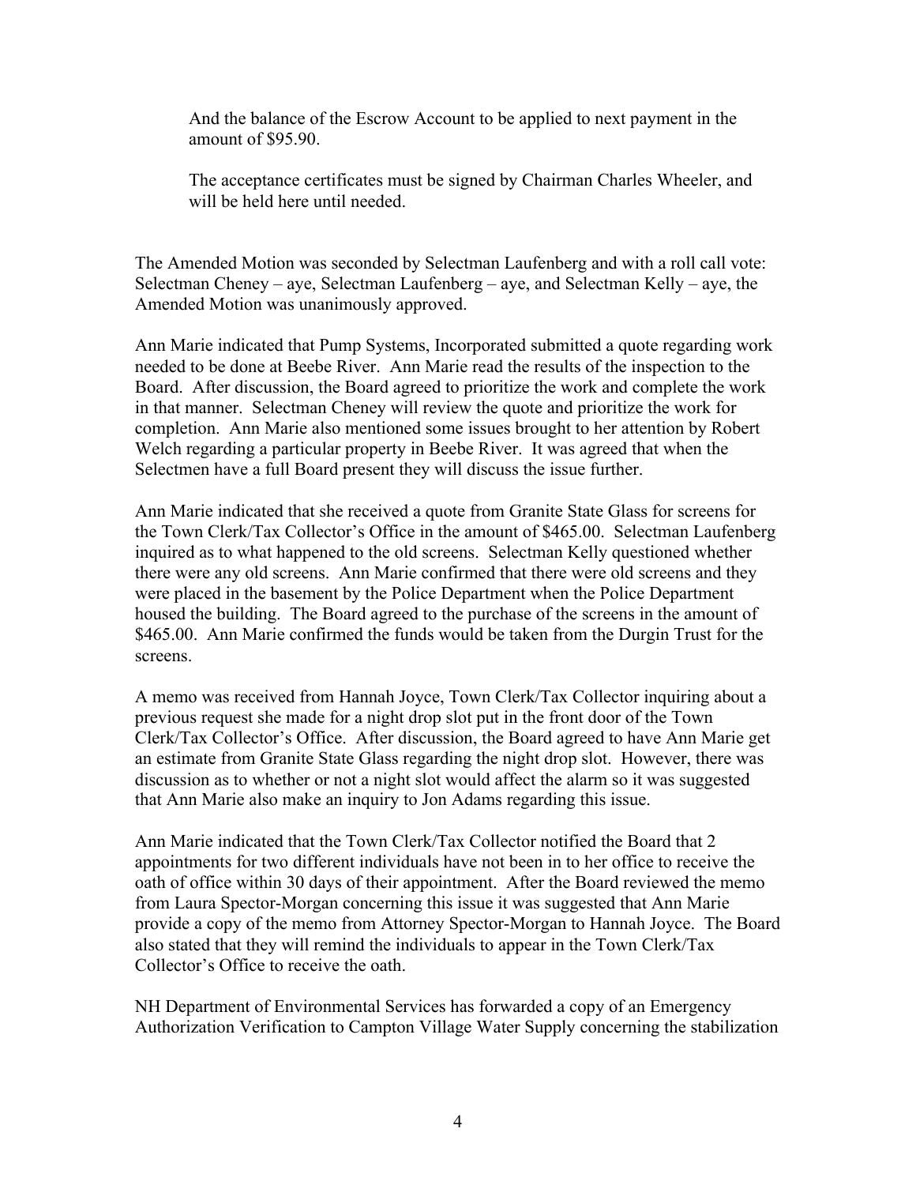And the balance of the Escrow Account to be applied to next payment in the amount of $95.90.

The acceptance certificates must be signed by Chairman Charles Wheeler, and will be held here until needed.

The Amended Motion was seconded by Selectman Laufenberg and with a roll call vote: Selectman Cheney – aye, Selectman Laufenberg – aye, and Selectman Kelly – aye, the Amended Motion was unanimously approved.

Ann Marie indicated that Pump Systems, Incorporated submitted a quote regarding work needed to be done at Beebe River. Ann Marie read the results of the inspection to the Board. After discussion, the Board agreed to prioritize the work and complete the work in that manner. Selectman Cheney will review the quote and prioritize the work for completion. Ann Marie also mentioned some issues brought to her attention by Robert Welch regarding a particular property in Beebe River. It was agreed that when the Selectmen have a full Board present they will discuss the issue further.

Ann Marie indicated that she received a quote from Granite State Glass for screens for the Town Clerk/Tax Collector's Office in the amount of $465.00. Selectman Laufenberg inquired as to what happened to the old screens. Selectman Kelly questioned whether there were any old screens. Ann Marie confirmed that there were old screens and they were placed in the basement by the Police Department when the Police Department housed the building. The Board agreed to the purchase of the screens in the amount of $465.00. Ann Marie confirmed the funds would be taken from the Durgin Trust for the screens.

A memo was received from Hannah Joyce, Town Clerk/Tax Collector inquiring about a previous request she made for a night drop slot put in the front door of the Town Clerk/Tax Collector's Office. After discussion, the Board agreed to have Ann Marie get an estimate from Granite State Glass regarding the night drop slot. However, there was discussion as to whether or not a night slot would affect the alarm so it was suggested that Ann Marie also make an inquiry to Jon Adams regarding this issue.

Ann Marie indicated that the Town Clerk/Tax Collector notified the Board that 2 appointments for two different individuals have not been in to her office to receive the oath of office within 30 days of their appointment. After the Board reviewed the memo from Laura Spector-Morgan concerning this issue it was suggested that Ann Marie provide a copy of the memo from Attorney Spector-Morgan to Hannah Joyce. The Board also stated that they will remind the individuals to appear in the Town Clerk/Tax Collector's Office to receive the oath.

NH Department of Environmental Services has forwarded a copy of an Emergency Authorization Verification to Campton Village Water Supply concerning the stabilization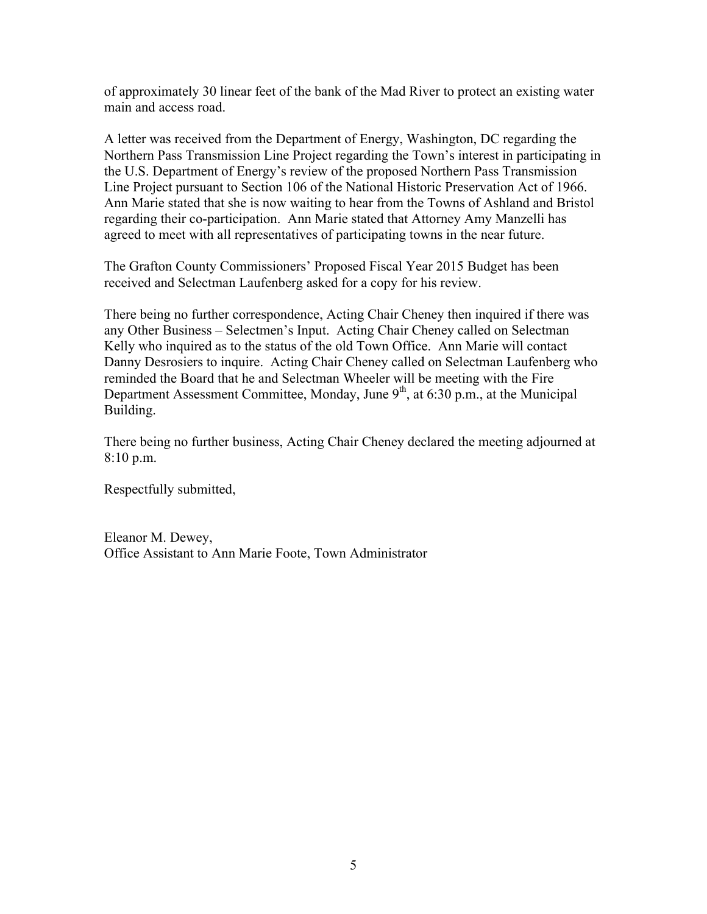of approximately 30 linear feet of the bank of the Mad River to protect an existing water main and access road.

A letter was received from the Department of Energy, Washington, DC regarding the Northern Pass Transmission Line Project regarding the Town's interest in participating in the U.S. Department of Energy's review of the proposed Northern Pass Transmission Line Project pursuant to Section 106 of the National Historic Preservation Act of 1966. Ann Marie stated that she is now waiting to hear from the Towns of Ashland and Bristol regarding their co-participation. Ann Marie stated that Attorney Amy Manzelli has agreed to meet with all representatives of participating towns in the near future.

The Grafton County Commissioners' Proposed Fiscal Year 2015 Budget has been received and Selectman Laufenberg asked for a copy for his review.

There being no further correspondence, Acting Chair Cheney then inquired if there was any Other Business – Selectmen's Input. Acting Chair Cheney called on Selectman Kelly who inquired as to the status of the old Town Office. Ann Marie will contact Danny Desrosiers to inquire. Acting Chair Cheney called on Selectman Laufenberg who reminded the Board that he and Selectman Wheeler will be meeting with the Fire Department Assessment Committee, Monday, June 9th, at 6:30 p.m., at the Municipal Building.

There being no further business, Acting Chair Cheney declared the meeting adjourned at 8:10 p.m.

Respectfully submitted,

Eleanor M. Dewey,
Office Assistant to Ann Marie Foote, Town Administrator